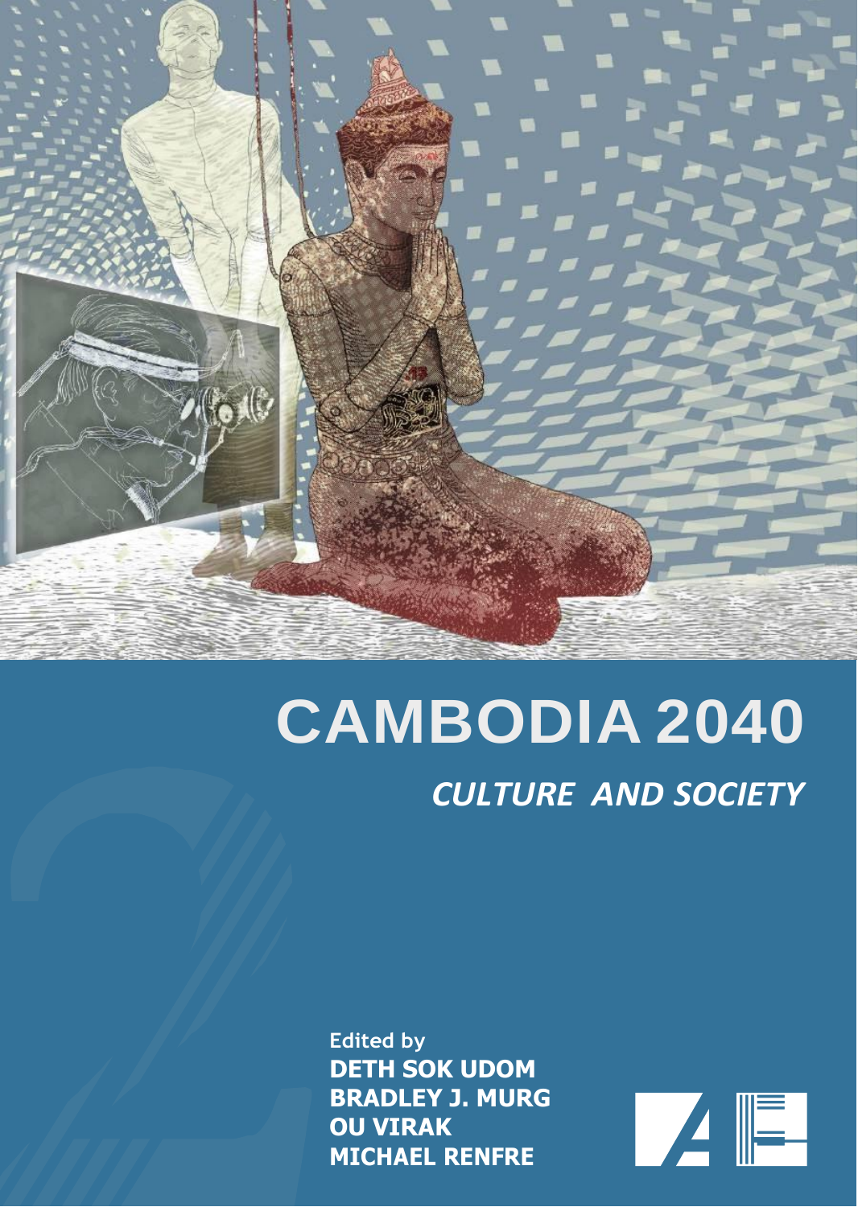# CAMBODIA 2040

## *CULTURE AND SOCIETY*

Edited by
**DETH SOK UDOM**
**BRADLEY J. MURG**
**OU VIRAK**
**MICHAEL RENFRE**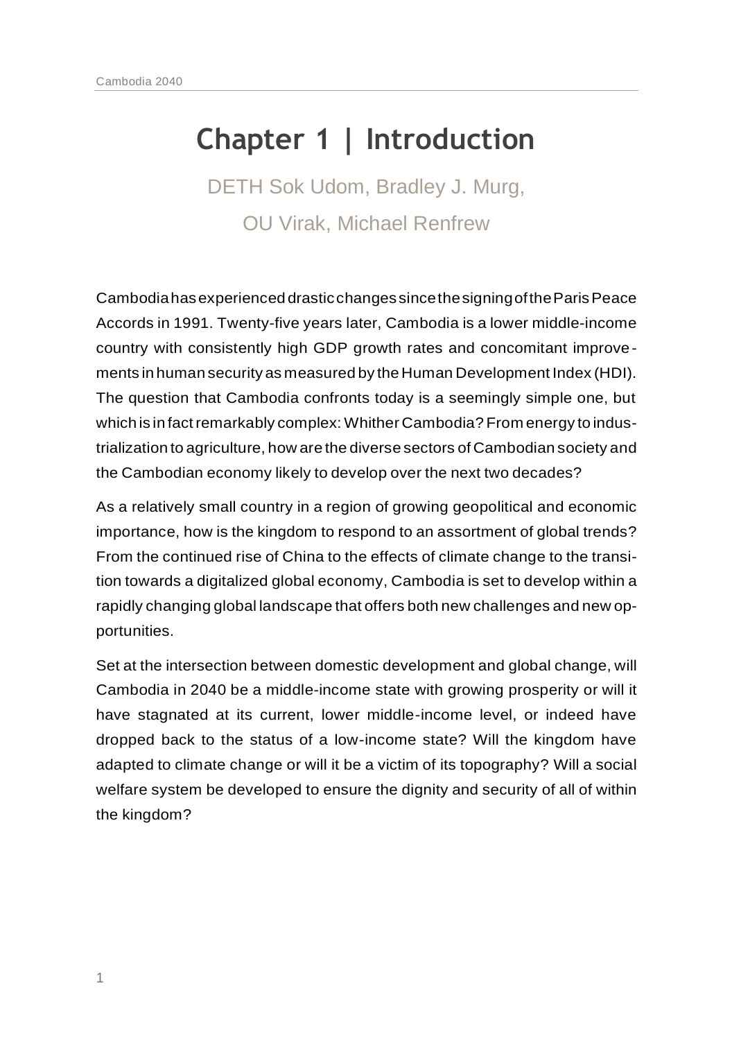# Chapter 1 | Introduction

DETH Sok Udom, Bradley J. Murg,
OU Virak, Michael Renfrew

Cambodia has experienced drastic changes since the signing of the Paris Peace Accords in 1991. Twenty-five years later, Cambodia is a lower middle-income country with consistently high GDP growth rates and concomitant improvements in human security as measured by the Human Development Index (HDI). The question that Cambodia confronts today is a seemingly simple one, but which is in fact remarkably complex: Whither Cambodia? From energy to industrialization to agriculture, how are the diverse sectors of Cambodian society and the Cambodian economy likely to develop over the next two decades?

As a relatively small country in a region of growing geopolitical and economic importance, how is the kingdom to respond to an assortment of global trends? From the continued rise of China to the effects of climate change to the transition towards a digitalized global economy, Cambodia is set to develop within a rapidly changing global landscape that offers both new challenges and new opportunities.

Set at the intersection between domestic development and global change, will Cambodia in 2040 be a middle-income state with growing prosperity or will it have stagnated at its current, lower middle-income level, or indeed have dropped back to the status of a low-income state? Will the kingdom have adapted to climate change or will it be a victim of its topography? Will a social welfare system be developed to ensure the dignity and security of all of within the kingdom?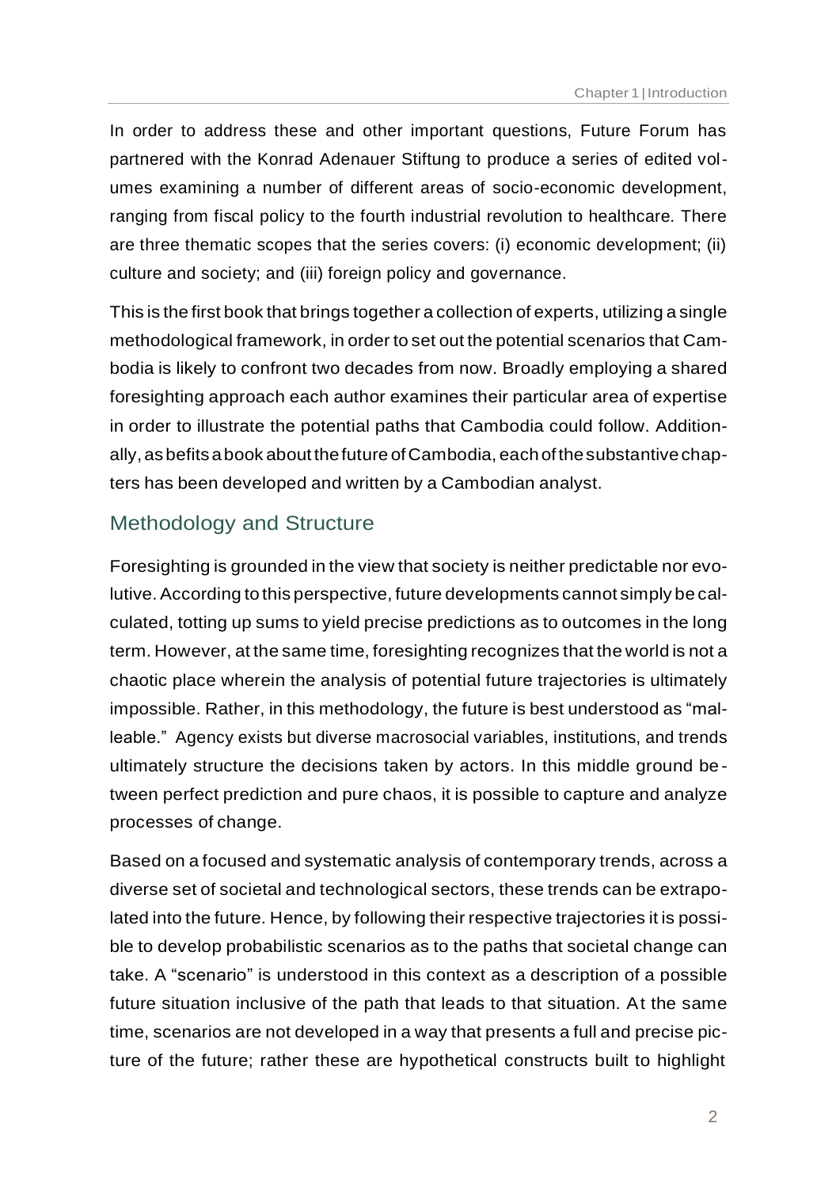In order to address these and other important questions, Future Forum has partnered with the Konrad Adenauer Stiftung to produce a series of edited volumes examining a number of different areas of socio-economic development, ranging from fiscal policy to the fourth industrial revolution to healthcare. There are three thematic scopes that the series covers: (i) economic development; (ii) culture and society; and (iii) foreign policy and governance.

This is the first book that brings together a collection of experts, utilizing a single methodological framework, in order to set out the potential scenarios that Cambodia is likely to confront two decades from now. Broadly employing a shared foresighting approach each author examines their particular area of expertise in order to illustrate the potential paths that Cambodia could follow. Additionally, as befits a book about the future of Cambodia, each of the substantive chapters has been developed and written by a Cambodian analyst.

## Methodology and Structure

Foresighting is grounded in the view that society is neither predictable nor evolutive. According to this perspective, future developments cannot simply be calculated, totting up sums to yield precise predictions as to outcomes in the long term. However, at the same time, foresighting recognizes that the world is not a chaotic place wherein the analysis of potential future trajectories is ultimately impossible. Rather, in this methodology, the future is best understood as "malleable." Agency exists but diverse macrosocial variables, institutions, and trends ultimately structure the decisions taken by actors. In this middle ground between perfect prediction and pure chaos, it is possible to capture and analyze processes of change.

Based on a focused and systematic analysis of contemporary trends, across a diverse set of societal and technological sectors, these trends can be extrapolated into the future. Hence, by following their respective trajectories it is possible to develop probabilistic scenarios as to the paths that societal change can take. A "scenario" is understood in this context as a description of a possible future situation inclusive of the path that leads to that situation. At the same time, scenarios are not developed in a way that presents a full and precise picture of the future; rather these are hypothetical constructs built to highlight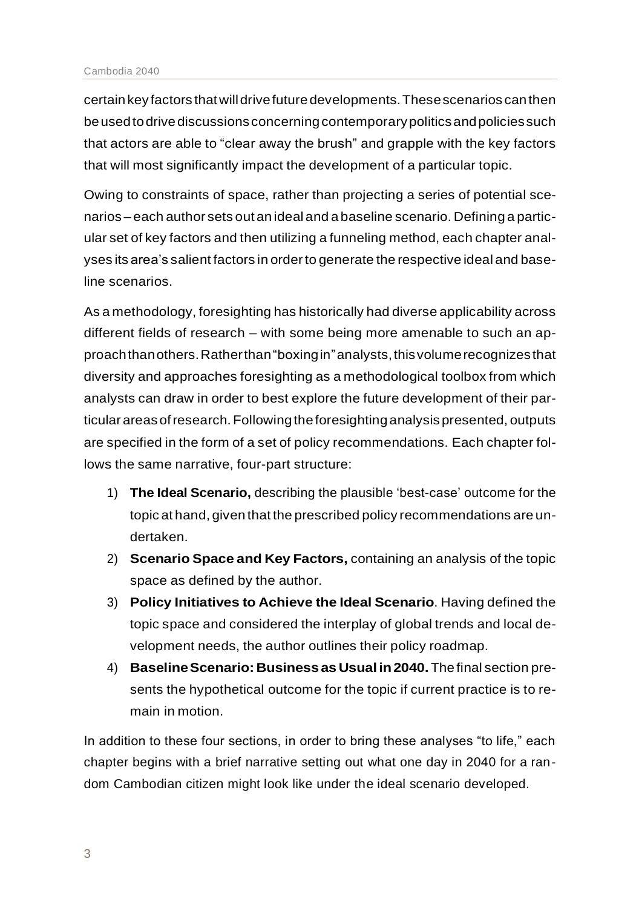certain key factors that will drive future developments. These scenarios can then be used to drive discussions concerning contemporary politics and policies such that actors are able to "clear away the brush" and grapple with the key factors that will most significantly impact the development of a particular topic.

Owing to constraints of space, rather than projecting a series of potential scenarios – each author sets out an ideal and a baseline scenario. Defining a particular set of key factors and then utilizing a funneling method, each chapter analyses its area's salient factors in order to generate the respective ideal and baseline scenarios.

As a methodology, foresighting has historically had diverse applicability across different fields of research – with some being more amenable to such an approach than others. Rather than "boxing in" analysts, this volume recognizes that diversity and approaches foresighting as a methodological toolbox from which analysts can draw in order to best explore the future development of their particular areas of research. Following the foresighting analysis presented, outputs are specified in the form of a set of policy recommendations. Each chapter follows the same narrative, four-part structure:

1) **The Ideal Scenario,** describing the plausible 'best-case' outcome for the topic at hand, given that the prescribed policy recommendations are undertaken.
2) **Scenario Space and Key Factors,** containing an analysis of the topic space as defined by the author.
3) **Policy Initiatives to Achieve the Ideal Scenario**. Having defined the topic space and considered the interplay of global trends and local development needs, the author outlines their policy roadmap.
4) **Baseline Scenario: Business as Usual in 2040.** The final section presents the hypothetical outcome for the topic if current practice is to remain in motion.

In addition to these four sections, in order to bring these analyses "to life," each chapter begins with a brief narrative setting out what one day in 2040 for a random Cambodian citizen might look like under the ideal scenario developed.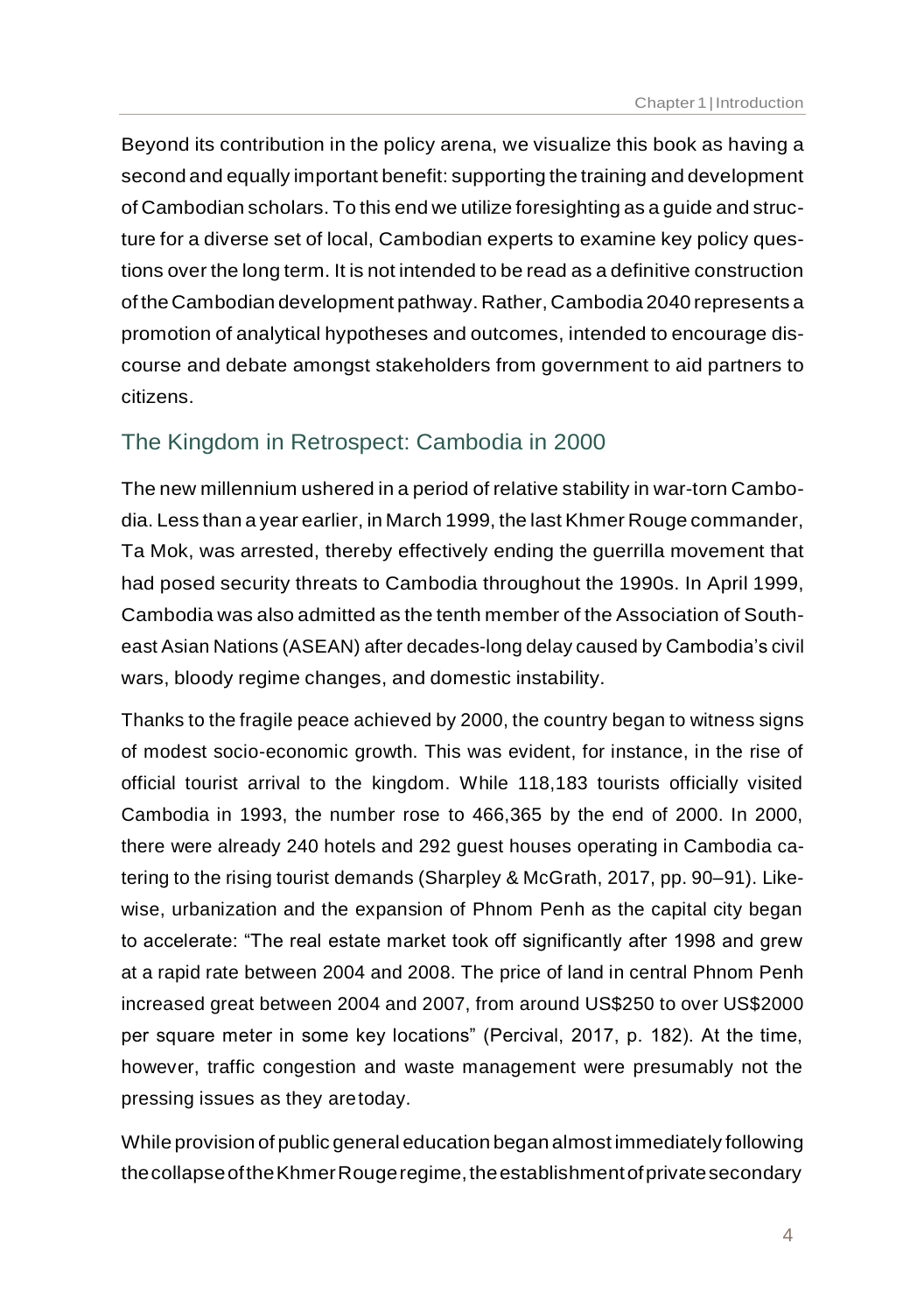Beyond its contribution in the policy arena, we visualize this book as having a second and equally important benefit: supporting the training and development of Cambodian scholars. To this end we utilize foresighting as a guide and structure for a diverse set of local, Cambodian experts to examine key policy questions over the long term. It is not intended to be read as a definitive construction of the Cambodian development pathway. Rather, Cambodia 2040 represents a promotion of analytical hypotheses and outcomes, intended to encourage discourse and debate amongst stakeholders from government to aid partners to citizens.

## The Kingdom in Retrospect: Cambodia in 2000

The new millennium ushered in a period of relative stability in war-torn Cambodia. Less than a year earlier, in March 1999, the last Khmer Rouge commander, Ta Mok, was arrested, thereby effectively ending the guerrilla movement that had posed security threats to Cambodia throughout the 1990s. In April 1999, Cambodia was also admitted as the tenth member of the Association of Southeast Asian Nations (ASEAN) after decades-long delay caused by Cambodia's civil wars, bloody regime changes, and domestic instability.

Thanks to the fragile peace achieved by 2000, the country began to witness signs of modest socio-economic growth. This was evident, for instance, in the rise of official tourist arrival to the kingdom. While 118,183 tourists officially visited Cambodia in 1993, the number rose to 466,365 by the end of 2000. In 2000, there were already 240 hotels and 292 guest houses operating in Cambodia catering to the rising tourist demands (Sharpley & McGrath, 2017, pp. 90–91). Likewise, urbanization and the expansion of Phnom Penh as the capital city began to accelerate: "The real estate market took off significantly after 1998 and grew at a rapid rate between 2004 and 2008. The price of land in central Phnom Penh increased great between 2004 and 2007, from around US$250 to over US$2000 per square meter in some key locations" (Percival, 2017, p. 182). At the time, however, traffic congestion and waste management were presumably not the pressing issues as they are today.

While provision of public general education began almost immediately following the collapse of the Khmer Rouge regime, the establishment of private secondary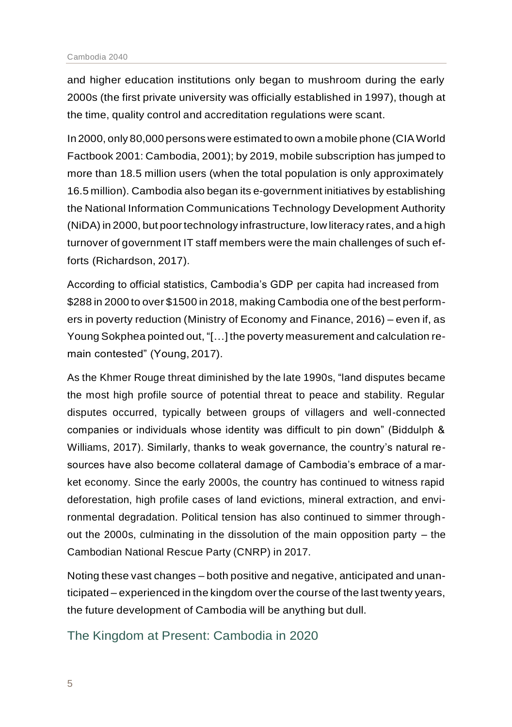and higher education institutions only began to mushroom during the early 2000s (the first private university was officially established in 1997), though at the time, quality control and accreditation regulations were scant.

In 2000, only 80,000 persons were estimated to own a mobile phone (CIA World Factbook 2001: Cambodia, 2001); by 2019, mobile subscription has jumped to more than 18.5 million users (when the total population is only approximately 16.5 million). Cambodia also began its e-government initiatives by establishing the National Information Communications Technology Development Authority (NiDA) in 2000, but poor technology infrastructure, low literacy rates, and a high turnover of government IT staff members were the main challenges of such efforts (Richardson, 2017).

According to official statistics, Cambodia's GDP per capita had increased from $288 in 2000 to over $1500 in 2018, making Cambodia one of the best performers in poverty reduction (Ministry of Economy and Finance, 2016) – even if, as Young Sokphea pointed out, "[…] the poverty measurement and calculation remain contested" (Young, 2017).

As the Khmer Rouge threat diminished by the late 1990s, "land disputes became the most high profile source of potential threat to peace and stability. Regular disputes occurred, typically between groups of villagers and well-connected companies or individuals whose identity was difficult to pin down" (Biddulph & Williams, 2017). Similarly, thanks to weak governance, the country's natural resources have also become collateral damage of Cambodia's embrace of a market economy. Since the early 2000s, the country has continued to witness rapid deforestation, high profile cases of land evictions, mineral extraction, and environmental degradation. Political tension has also continued to simmer throughout the 2000s, culminating in the dissolution of the main opposition party – the Cambodian National Rescue Party (CNRP) in 2017.

Noting these vast changes – both positive and negative, anticipated and unanticipated – experienced in the kingdom over the course of the last twenty years, the future development of Cambodia will be anything but dull.

## The Kingdom at Present: Cambodia in 2020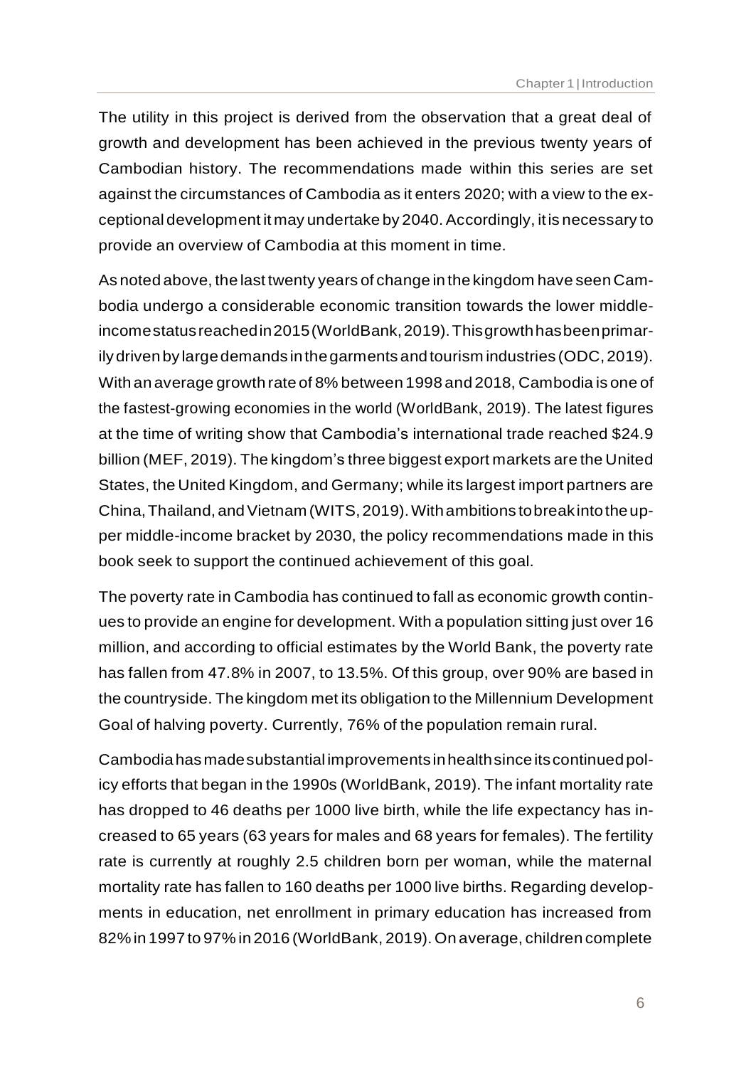The utility in this project is derived from the observation that a great deal of growth and development has been achieved in the previous twenty years of Cambodian history. The recommendations made within this series are set against the circumstances of Cambodia as it enters 2020; with a view to the exceptional development it may undertake by 2040. Accordingly, it is necessary to provide an overview of Cambodia at this moment in time.

As noted above, the last twenty years of change in the kingdom have seen Cambodia undergo a considerable economic transition towards the lower middle-income status reached in 2015 (WorldBank, 2019). This growth has been primarily driven by large demands in the garments and tourism industries (ODC, 2019). With an average growth rate of 8% between 1998 and 2018, Cambodia is one of the fastest-growing economies in the world (WorldBank, 2019). The latest figures at the time of writing show that Cambodia's international trade reached $24.9 billion (MEF, 2019). The kingdom's three biggest export markets are the United States, the United Kingdom, and Germany; while its largest import partners are China, Thailand, and Vietnam (WITS, 2019). With ambitions to break into the upper middle-income bracket by 2030, the policy recommendations made in this book seek to support the continued achievement of this goal.

The poverty rate in Cambodia has continued to fall as economic growth continues to provide an engine for development. With a population sitting just over 16 million, and according to official estimates by the World Bank, the poverty rate has fallen from 47.8% in 2007, to 13.5%. Of this group, over 90% are based in the countryside. The kingdom met its obligation to the Millennium Development Goal of halving poverty. Currently, 76% of the population remain rural.

Cambodia has made substantial improvements in health since its continued policy efforts that began in the 1990s (WorldBank, 2019). The infant mortality rate has dropped to 46 deaths per 1000 live birth, while the life expectancy has increased to 65 years (63 years for males and 68 years for females). The fertility rate is currently at roughly 2.5 children born per woman, while the maternal mortality rate has fallen to 160 deaths per 1000 live births. Regarding developments in education, net enrollment in primary education has increased from 82% in 1997 to 97% in 2016 (WorldBank, 2019). On average, children complete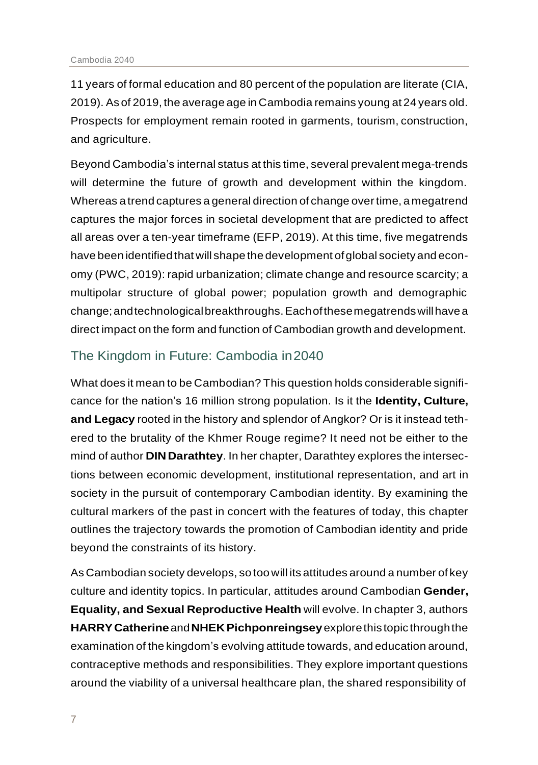11 years of formal education and 80 percent of the population are literate (CIA, 2019). As of 2019, the average age in Cambodia remains young at 24 years old. Prospects for employment remain rooted in garments, tourism, construction, and agriculture.

Beyond Cambodia's internal status at this time, several prevalent mega-trends will determine the future of growth and development within the kingdom. Whereas a trend captures a general direction of change over time, a megatrend captures the major forces in societal development that are predicted to affect all areas over a ten-year timeframe (EFP, 2019). At this time, five megatrends have been identified that will shape the development of global society and economy (PWC, 2019): rapid urbanization; climate change and resource scarcity; a multipolar structure of global power; population growth and demographic change; and technological breakthroughs. Each of these megatrends will have a direct impact on the form and function of Cambodian growth and development.

## The Kingdom in Future: Cambodia in 2040

What does it mean to be Cambodian? This question holds considerable significance for the nation's 16 million strong population. Is it the **Identity, Culture, and Legacy** rooted in the history and splendor of Angkor? Or is it instead tethered to the brutality of the Khmer Rouge regime? It need not be either to the mind of author **DIN Darathtey**. In her chapter, Darathtey explores the intersections between economic development, institutional representation, and art in society in the pursuit of contemporary Cambodian identity. By examining the cultural markers of the past in concert with the features of today, this chapter outlines the trajectory towards the promotion of Cambodian identity and pride beyond the constraints of its history.

As Cambodian society develops, so too will its attitudes around a number of key culture and identity topics. In particular, attitudes around Cambodian **Gender, Equality, and Sexual Reproductive Health** will evolve. In chapter 3, authors **HARRY Catherine** and **NHEK Pichponreingsey** explore this topic through the examination of the kingdom's evolving attitude towards, and education around, contraceptive methods and responsibilities. They explore important questions around the viability of a universal healthcare plan, the shared responsibility of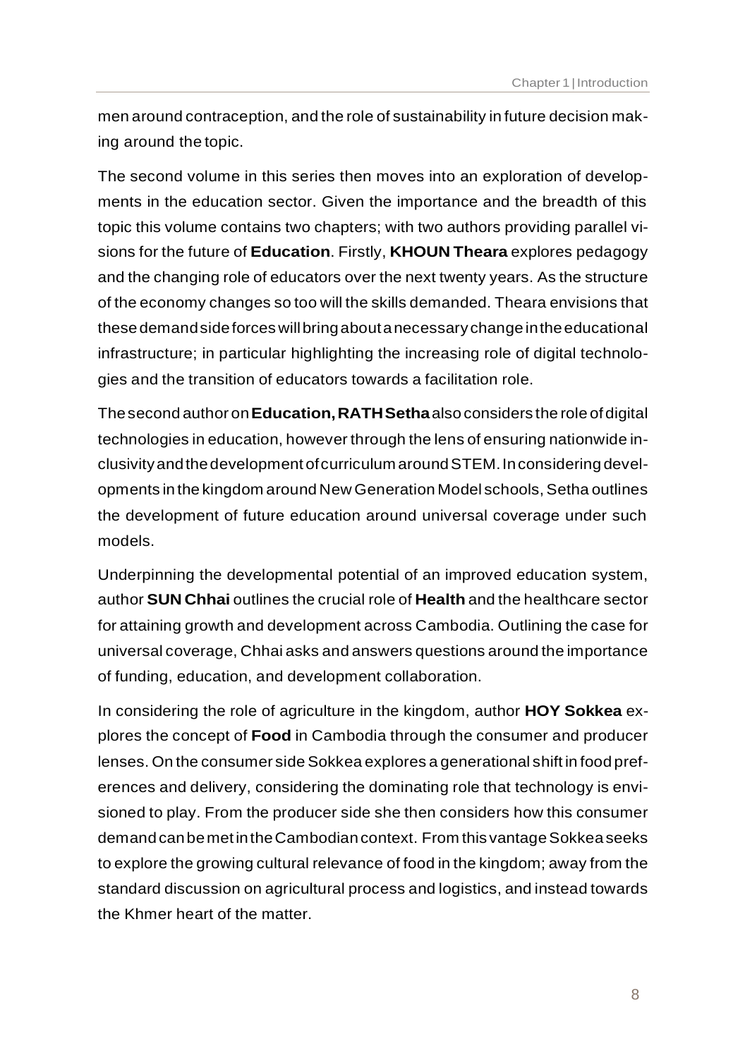men around contraception, and the role of sustainability in future decision making around the topic.

The second volume in this series then moves into an exploration of developments in the education sector. Given the importance and the breadth of this topic this volume contains two chapters; with two authors providing parallel visions for the future of **Education**. Firstly, **KHOUN Theara** explores pedagogy and the changing role of educators over the next twenty years. As the structure of the economy changes so too will the skills demanded. Theara envisions that these demand side forces will bring about a necessary change in the educational infrastructure; in particular highlighting the increasing role of digital technologies and the transition of educators towards a facilitation role.

The second author on **Education, RATH Setha** also considers the role of digital technologies in education, however through the lens of ensuring nationwide inclusivity and the development of curriculum around STEM. In considering developments in the kingdom around New Generation Model schools, Setha outlines the development of future education around universal coverage under such models.

Underpinning the developmental potential of an improved education system, author **SUN Chhai** outlines the crucial role of **Health** and the healthcare sector for attaining growth and development across Cambodia. Outlining the case for universal coverage, Chhai asks and answers questions around the importance of funding, education, and development collaboration.

In considering the role of agriculture in the kingdom, author **HOY Sokkea** explores the concept of **Food** in Cambodia through the consumer and producer lenses. On the consumer side Sokkea explores a generational shift in food preferences and delivery, considering the dominating role that technology is envisioned to play. From the producer side she then considers how this consumer demand can be met in the Cambodian context. From this vantage Sokkea seeks to explore the growing cultural relevance of food in the kingdom; away from the standard discussion on agricultural process and logistics, and instead towards the Khmer heart of the matter.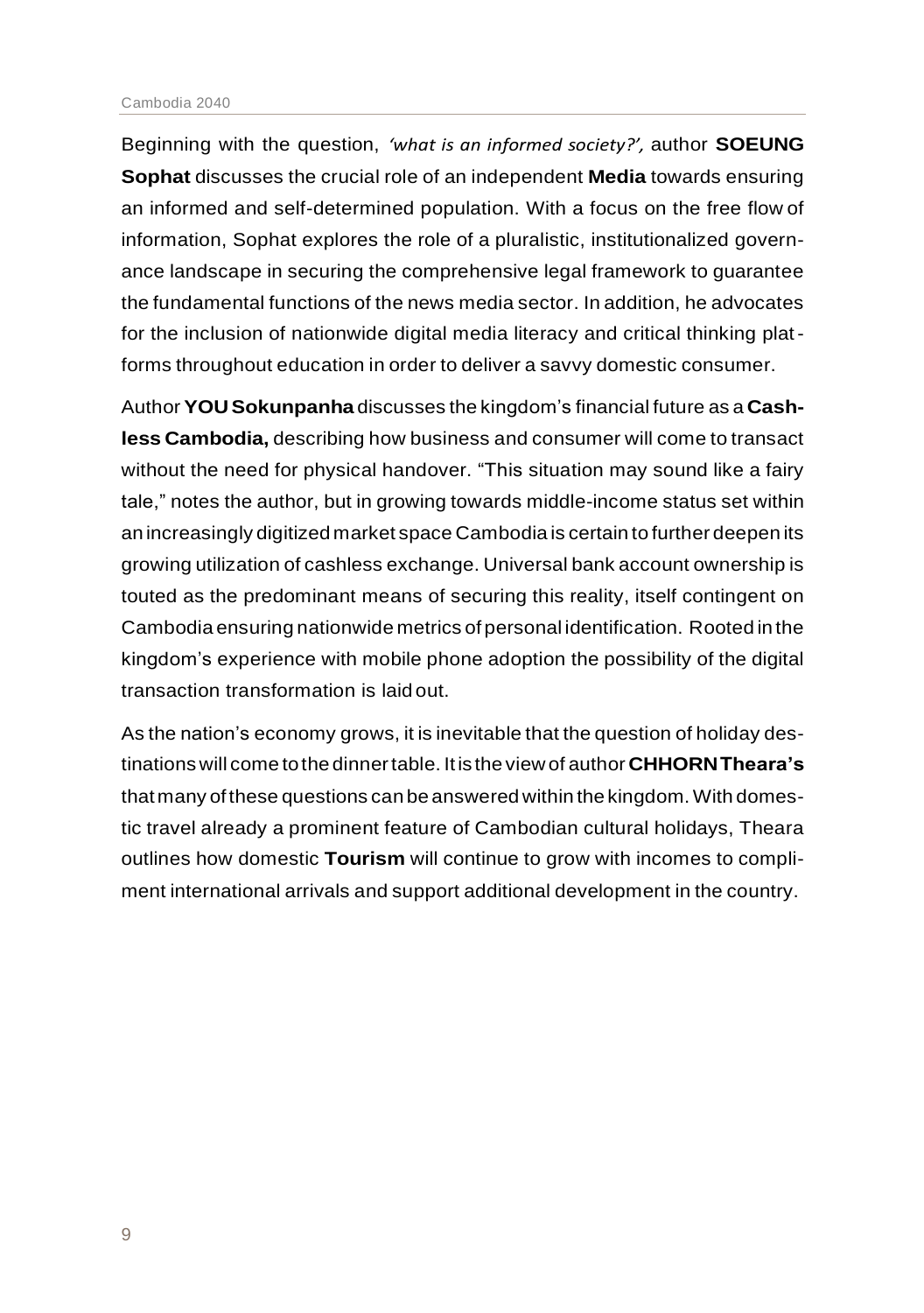Beginning with the question, *'what is an informed society?',* author **SOEUNG Sophat** discusses the crucial role of an independent **Media** towards ensuring an informed and self-determined population. With a focus on the free flow of information, Sophat explores the role of a pluralistic, institutionalized governance landscape in securing the comprehensive legal framework to guarantee the fundamental functions of the news media sector. In addition, he advocates for the inclusion of nationwide digital media literacy and critical thinking platforms throughout education in order to deliver a savvy domestic consumer.

Author **YOU Sokunpanha** discusses the kingdom's financial future as a **Cashless Cambodia,** describing how business and consumer will come to transact without the need for physical handover. "This situation may sound like a fairy tale," notes the author, but in growing towards middle-income status set within an increasingly digitized market space Cambodia is certain to further deepen its growing utilization of cashless exchange. Universal bank account ownership is touted as the predominant means of securing this reality, itself contingent on Cambodia ensuring nationwide metrics of personal identification. Rooted in the kingdom's experience with mobile phone adoption the possibility of the digital transaction transformation is laid out.

As the nation's economy grows, it is inevitable that the question of holiday destinations will come to the dinner table. It is the view of author **CHHORN Theara's** that many of these questions can be answered within the kingdom. With domestic travel already a prominent feature of Cambodian cultural holidays, Theara outlines how domestic **Tourism** will continue to grow with incomes to compliment international arrivals and support additional development in the country.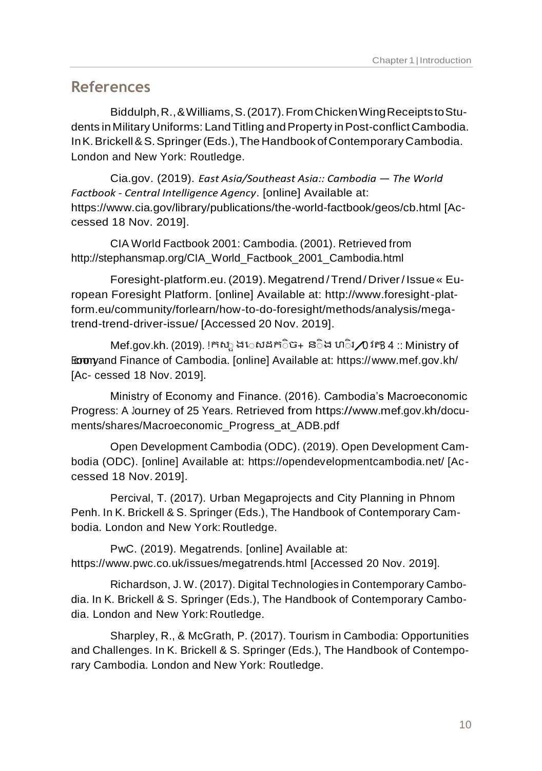## References

Biddulph, R., & Williams, S. (2017). From Chicken Wing Receipts to Students in Military Uniforms: Land Titling and Property in Post-conflict Cambodia. In K. Brickell & S. Springer (Eds.), The Handbook of Contemporary Cambodia. London and New York: Routledge.

Cia.gov. (2019). *East Asia/Southeast Asia:: Cambodia — The World Factbook - Central Intelligence Agency*. [online] Available at: https://www.cia.gov/library/publications/the-world-factbook/geos/cb.html [Accessed 18 Nov. 2019].

CIA World Factbook 2001: Cambodia. (2001). Retrieved from http://stephansmap.org/CIA_World_Factbook_2001_Cambodia.html

Foresight-platform.eu. (2019). Megatrend / Trend / Driver / Issue « European Foresight Platform. [online] Available at: http://www.foresight-platform.eu/community/forlearn/how-to-do-foresight/methods/analysis/megatrend-trend-driver-issue/ [Accessed 20 Nov. 2019].

Mef.gov.kh. (2019). !កសួងេសដកិច+ និង ហិរ0វតថុ :: Ministry of Economy and Finance of Cambodia. [online] Available at: https://www.mef.gov.kh/ [Ac- cessed 18 Nov. 2019].

Ministry of Economy and Finance. (2016). Cambodia's Macroeconomic Progress: A Journey of 25 Years. Retrieved from https://www.mef.gov.kh/documents/shares/Macroeconomic_Progress_at_ADB.pdf

Open Development Cambodia (ODC). (2019). Open Development Cambodia (ODC). [online] Available at: https://opendevelopmentcambodia.net/ [Accessed 18 Nov. 2019].

Percival, T. (2017). Urban Megaprojects and City Planning in Phnom Penh. In K. Brickell & S. Springer (Eds.), The Handbook of Contemporary Cambodia. London and New York: Routledge.

PwC. (2019). Megatrends. [online] Available at: https://www.pwc.co.uk/issues/megatrends.html [Accessed 20 Nov. 2019].

Richardson, J. W. (2017). Digital Technologies in Contemporary Cambodia. In K. Brickell & S. Springer (Eds.), The Handbook of Contemporary Cambodia. London and New York: Routledge.

Sharpley, R., & McGrath, P. (2017). Tourism in Cambodia: Opportunities and Challenges. In K. Brickell & S. Springer (Eds.), The Handbook of Contemporary Cambodia. London and New York: Routledge.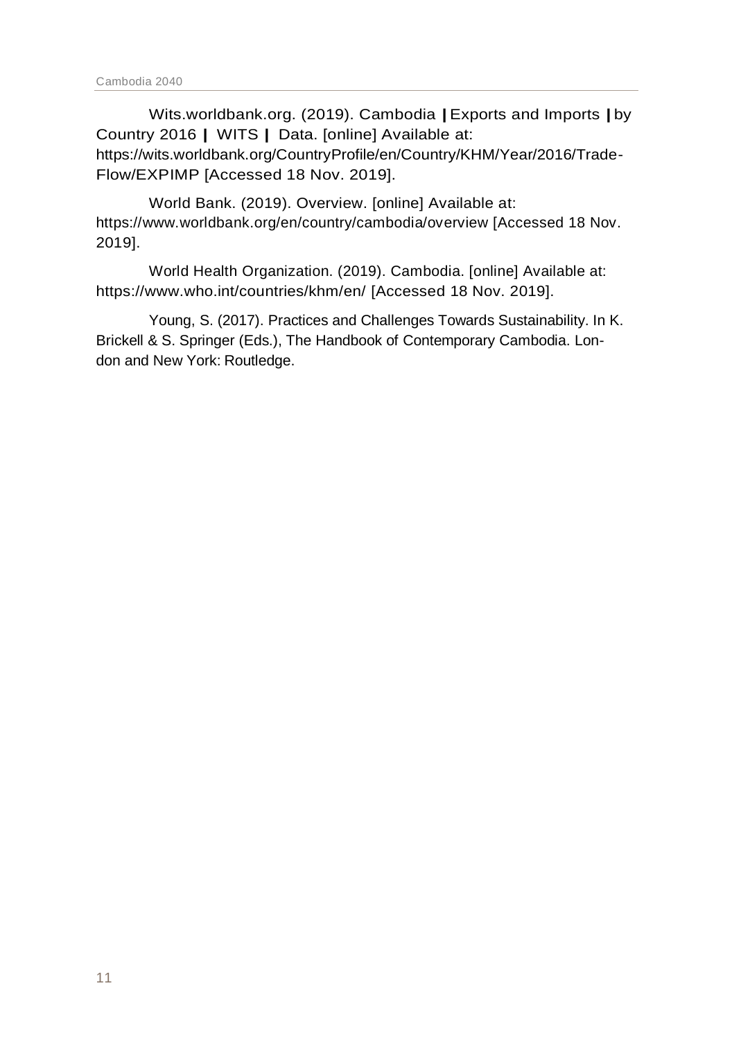Wits.worldbank.org. (2019). Cambodia | Exports and Imports | by Country 2016 | WITS | Data. [online] Available at: https://wits.worldbank.org/CountryProfile/en/Country/KHM/Year/2016/Trade-Flow/EXPIMP [Accessed 18 Nov. 2019].

World Bank. (2019). Overview. [online] Available at: https://www.worldbank.org/en/country/cambodia/overview [Accessed 18 Nov. 2019].

World Health Organization. (2019). Cambodia. [online] Available at: https://www.who.int/countries/khm/en/ [Accessed 18 Nov. 2019].

Young, S. (2017). Practices and Challenges Towards Sustainability. In K. Brickell & S. Springer (Eds.), The Handbook of Contemporary Cambodia. London and New York: Routledge.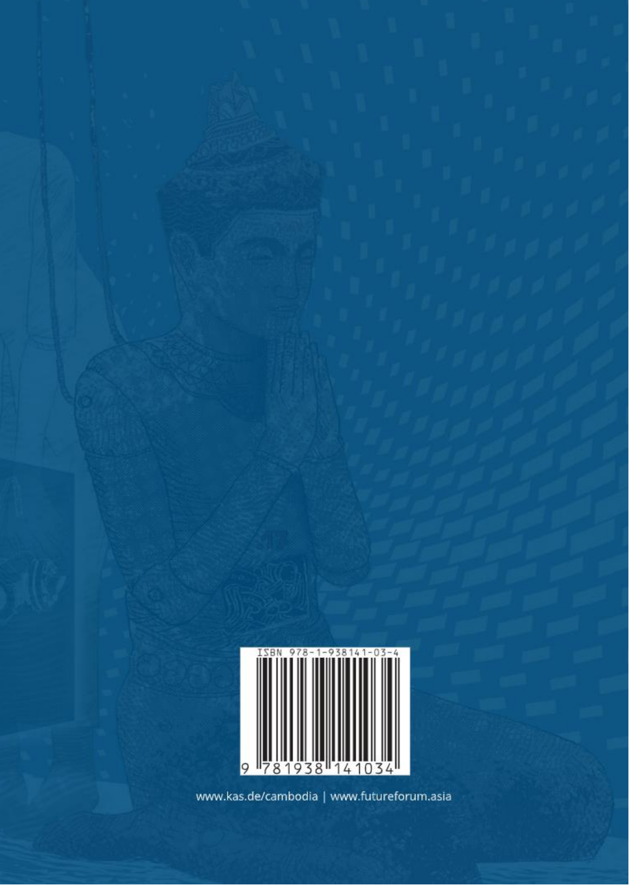ISBN 978-1-938141-03-4

9 781938 141034

www.kas.de/cambodia | www.futureforum.asia